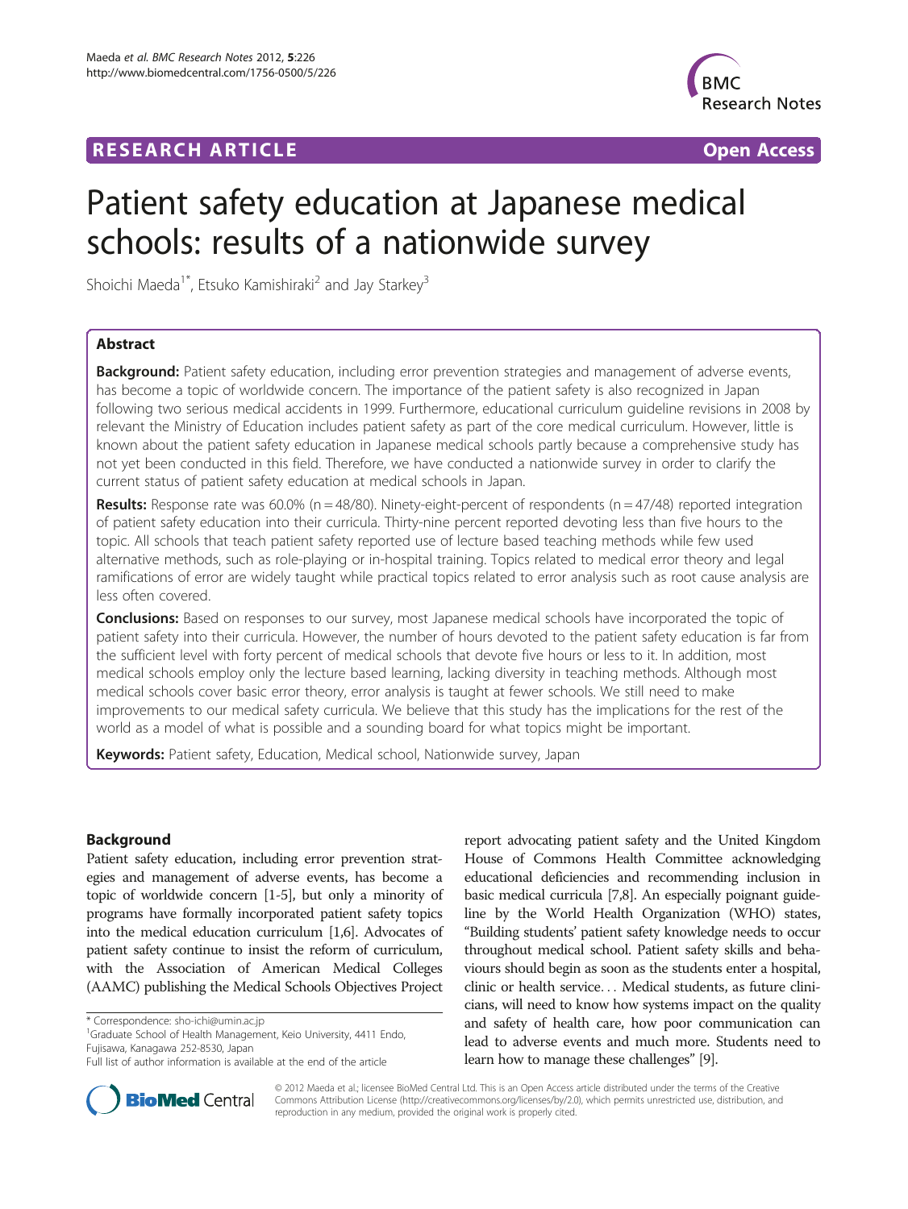**RESEARCH ARTICLE** **Open Access**

# Patient safety education at Japanese medical schools: results of a nationwide survey

Shoichi Maeda[1*], Etsuko Kamishiraki[2] and Jay Starkey[3]

## Abstract

**Background:** Patient safety education, including error prevention strategies and management of adverse events, has become a topic of worldwide concern. The importance of the patient safety is also recognized in Japan following two serious medical accidents in 1999. Furthermore, educational curriculum guideline revisions in 2008 by relevant the Ministry of Education includes patient safety as part of the core medical curriculum. However, little is known about the patient safety education in Japanese medical schools partly because a comprehensive study has not yet been conducted in this field. Therefore, we have conducted a nationwide survey in order to clarify the current status of patient safety education at medical schools in Japan.

**Results:** Response rate was 60.0% (n = 48/80). Ninety-eight-percent of respondents (n = 47/48) reported integration of patient safety education into their curricula. Thirty-nine percent reported devoting less than five hours to the topic. All schools that teach patient safety reported use of lecture based teaching methods while few used alternative methods, such as role-playing or in-hospital training. Topics related to medical error theory and legal ramifications of error are widely taught while practical topics related to error analysis such as root cause analysis are less often covered.

**Conclusions:** Based on responses to our survey, most Japanese medical schools have incorporated the topic of patient safety into their curricula. However, the number of hours devoted to the patient safety education is far from the sufficient level with forty percent of medical schools that devote five hours or less to it. In addition, most medical schools employ only the lecture based learning, lacking diversity in teaching methods. Although most medical schools cover basic error theory, error analysis is taught at fewer schools. We still need to make improvements to our medical safety curricula. We believe that this study has the implications for the rest of the world as a model of what is possible and a sounding board for what topics might be important.

**Keywords:** Patient safety, Education, Medical school, Nationwide survey, Japan

## Background

Patient safety education, including error prevention strategies and management of adverse events, has become a topic of worldwide concern [1-5], but only a minority of programs have formally incorporated patient safety topics into the medical education curriculum [1,6]. Advocates of patient safety continue to insist the reform of curriculum, with the Association of American Medical Colleges (AAMC) publishing the Medical Schools Objectives Project report advocating patient safety and the United Kingdom House of Commons Health Committee acknowledging educational deficiencies and recommending inclusion in basic medical curricula [7,8]. An especially poignant guideline by the World Health Organization (WHO) states, "Building students' patient safety knowledge needs to occur throughout medical school. Patient safety skills and behaviours should begin as soon as the students enter a hospital, clinic or health service… Medical students, as future clinicians, will need to know how systems impact on the quality and safety of health care, how poor communication can lead to adverse events and much more. Students need to learn how to manage these challenges" [9].

\* Correspondence: sho-ichi@umin.ac.jp
[1]Graduate School of Health Management, Keio University, 4411 Endo, Fujisawa, Kanagawa 252-8530, Japan
Full list of author information is available at the end of the article

© 2012 Maeda et al.; licensee BioMed Central Ltd. This is an Open Access article distributed under the terms of the Creative Commons Attribution License (http://creativecommons.org/licenses/by/2.0), which permits unrestricted use, distribution, and reproduction in any medium, provided the original work is properly cited.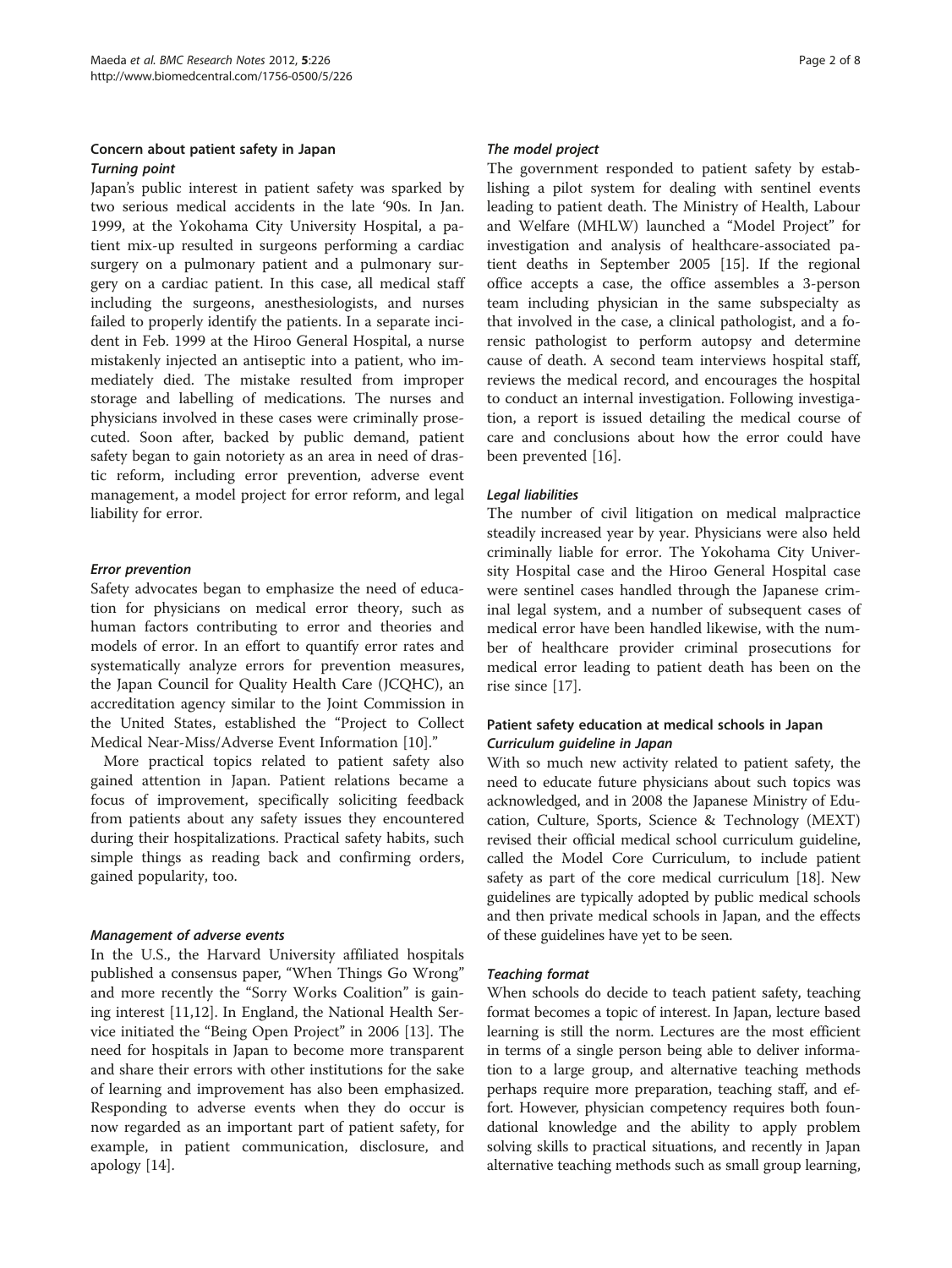## Concern about patient safety in Japan

### *Turning point*

Japan's public interest in patient safety was sparked by two serious medical accidents in the late '90s. In Jan. 1999, at the Yokohama City University Hospital, a patient mix-up resulted in surgeons performing a cardiac surgery on a pulmonary patient and a pulmonary surgery on a cardiac patient. In this case, all medical staff including the surgeons, anesthesiologists, and nurses failed to properly identify the patients. In a separate incident in Feb. 1999 at the Hiroo General Hospital, a nurse mistakenly injected an antiseptic into a patient, who immediately died. The mistake resulted from improper storage and labelling of medications. The nurses and physicians involved in these cases were criminally prosecuted. Soon after, backed by public demand, patient safety began to gain notoriety as an area in need of drastic reform, including error prevention, adverse event management, a model project for error reform, and legal liability for error.

### *Error prevention*

Safety advocates began to emphasize the need of education for physicians on medical error theory, such as human factors contributing to error and theories and models of error. In an effort to quantify error rates and systematically analyze errors for prevention measures, the Japan Council for Quality Health Care (JCQHC), an accreditation agency similar to the Joint Commission in the United States, established the "Project to Collect Medical Near-Miss/Adverse Event Information [10]."

More practical topics related to patient safety also gained attention in Japan. Patient relations became a focus of improvement, specifically soliciting feedback from patients about any safety issues they encountered during their hospitalizations. Practical safety habits, such simple things as reading back and confirming orders, gained popularity, too.

### *Management of adverse events*

In the U.S., the Harvard University affiliated hospitals published a consensus paper, "When Things Go Wrong" and more recently the "Sorry Works Coalition" is gaining interest [11,12]. In England, the National Health Service initiated the "Being Open Project" in 2006 [13]. The need for hospitals in Japan to become more transparent and share their errors with other institutions for the sake of learning and improvement has also been emphasized. Responding to adverse events when they do occur is now regarded as an important part of patient safety, for example, in patient communication, disclosure, and apology [14].

### *The model project*

The government responded to patient safety by establishing a pilot system for dealing with sentinel events leading to patient death. The Ministry of Health, Labour and Welfare (MHLW) launched a "Model Project" for investigation and analysis of healthcare-associated patient deaths in September 2005 [15]. If the regional office accepts a case, the office assembles a 3-person team including physician in the same subspecialty as that involved in the case, a clinical pathologist, and a forensic pathologist to perform autopsy and determine cause of death. A second team interviews hospital staff, reviews the medical record, and encourages the hospital to conduct an internal investigation. Following investigation, a report is issued detailing the medical course of care and conclusions about how the error could have been prevented [16].

### *Legal liabilities*

The number of civil litigation on medical malpractice steadily increased year by year. Physicians were also held criminally liable for error. The Yokohama City University Hospital case and the Hiroo General Hospital case were sentinel cases handled through the Japanese criminal legal system, and a number of subsequent cases of medical error have been handled likewise, with the number of healthcare provider criminal prosecutions for medical error leading to patient death has been on the rise since [17].

## Patient safety education at medical schools in Japan

### *Curriculum guideline in Japan*

With so much new activity related to patient safety, the need to educate future physicians about such topics was acknowledged, and in 2008 the Japanese Ministry of Education, Culture, Sports, Science & Technology (MEXT) revised their official medical school curriculum guideline, called the Model Core Curriculum, to include patient safety as part of the core medical curriculum [18]. New guidelines are typically adopted by public medical schools and then private medical schools in Japan, and the effects of these guidelines have yet to be seen.

### *Teaching format*

When schools do decide to teach patient safety, teaching format becomes a topic of interest. In Japan, lecture based learning is still the norm. Lectures are the most efficient in terms of a single person being able to deliver information to a large group, and alternative teaching methods perhaps require more preparation, teaching staff, and effort. However, physician competency requires both foundational knowledge and the ability to apply problem solving skills to practical situations, and recently in Japan alternative teaching methods such as small group learning,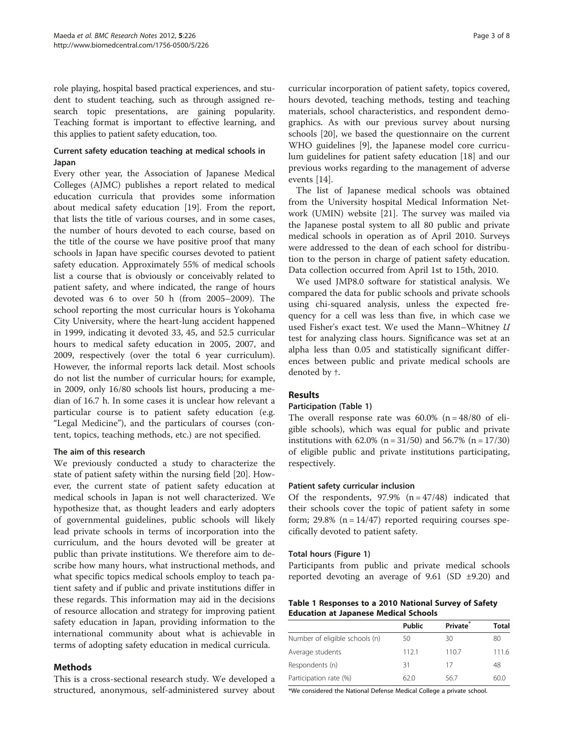role playing, hospital based practical experiences, and student to student teaching, such as through assigned research topic presentations, are gaining popularity. Teaching format is important to effective learning, and this applies to patient safety education, too.

### Current safety education teaching at medical schools in Japan

Every other year, the Association of Japanese Medical Colleges (AJMC) publishes a report related to medical education curricula that provides some information about medical safety education [19]. From the report, that lists the title of various courses, and in some cases, the number of hours devoted to each course, based on the title of the course we have positive proof that many schools in Japan have specific courses devoted to patient safety education. Approximately 55% of medical schools list a course that is obviously or conceivably related to patient safety, and where indicated, the range of hours devoted was 6 to over 50 h (from 2005–2009). The school reporting the most curricular hours is Yokohama City University, where the heart-lung accident happened in 1999, indicating it devoted 33, 45, and 52.5 curricular hours to medical safety education in 2005, 2007, and 2009, respectively (over the total 6 year curriculum). However, the informal reports lack detail. Most schools do not list the number of curricular hours; for example, in 2009, only 16/80 schools list hours, producing a median of 16.7 h. In some cases it is unclear how relevant a particular course is to patient safety education (e.g. "Legal Medicine"), and the particulars of courses (content, topics, teaching methods, etc.) are not specified.

### The aim of this research

We previously conducted a study to characterize the state of patient safety within the nursing field [20]. However, the current state of patient safety education at medical schools in Japan is not well characterized. We hypothesize that, as thought leaders and early adopters of governmental guidelines, public schools will likely lead private schools in terms of incorporation into the curriculum, and the hours devoted will be greater at public than private institutions. We therefore aim to describe how many hours, what instructional methods, and what specific topics medical schools employ to teach patient safety and if public and private institutions differ in these regards. This information may aid in the decisions of resource allocation and strategy for improving patient safety education in Japan, providing information to the international community about what is achievable in terms of adopting safety education in medical curricula.

## Methods

This is a cross-sectional research study. We developed a structured, anonymous, self-administered survey about curricular incorporation of patient safety, topics covered, hours devoted, teaching methods, testing and teaching materials, school characteristics, and respondent demographics. As with our previous survey about nursing schools [20], we based the questionnaire on the current WHO guidelines [9], the Japanese model core curriculum guidelines for patient safety education [18] and our previous works regarding to the management of adverse events [14].

The list of Japanese medical schools was obtained from the University hospital Medical Information Network (UMIN) website [21]. The survey was mailed via the Japanese postal system to all 80 public and private medical schools in operation as of April 2010. Surveys were addressed to the dean of each school for distribution to the person in charge of patient safety education. Data collection occurred from April 1st to 15th, 2010.

We used JMP8.0 software for statistical analysis. We compared the data for public schools and private schools using chi-squared analysis, unless the expected frequency for a cell was less than five, in which case we used Fisher's exact test. We used the Mann–Whitney $U$ test for analyzing class hours. Significance was set at an alpha less than 0.05 and statistically significant differences between public and private medical schools are denoted by †.

## Results

### Participation (Table 1)

The overall response rate was 60.0% (n = 48/80 of eligible schools), which was equal for public and private institutions with 62.0% (n = 31/50) and 56.7% (n = 17/30) of eligible public and private institutions participating, respectively.

### Patient safety curricular inclusion

Of the respondents, 97.9% (n = 47/48) indicated that their schools cover the topic of patient safety in some form; 29.8% (n = 14/47) reported requiring courses specifically devoted to patient safety.

### Total hours (Figure 1)

Participants from public and private medical schools reported devoting an average of 9.61 (SD ±9.20) and

**Table 1 Responses to a 2010 National Survey of Safety Education at Japanese Medical Schools**

| | Public | Private* | Total |
|---|---|---|---|
| Number of eligible schools (n) | 50 | 30 | 80 |
| Average students | 112.1 | 110.7 | 111.6 |
| Respondents (n) | 31 | 17 | 48 |
| Participation rate (%) | 62.0 | 56.7 | 60.0 |

*We considered the National Defense Medical College a private school.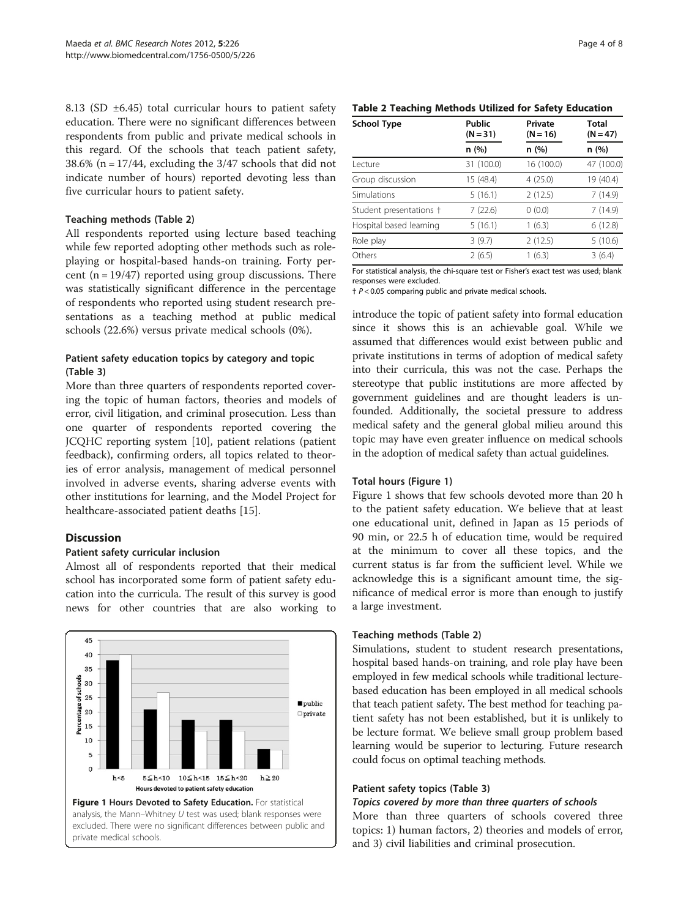8.13 (SD ±6.45) total curricular hours to patient safety education. There were no significant differences between respondents from public and private medical schools in this regard. Of the schools that teach patient safety, 38.6% (n = 17/44, excluding the 3/47 schools that did not indicate number of hours) reported devoting less than five curricular hours to patient safety.

### Teaching methods (Table 2)

All respondents reported using lecture based teaching while few reported adopting other methods such as role-playing or hospital-based hands-on training. Forty percent (n = 19/47) reported using group discussions. There was statistically significant difference in the percentage of respondents who reported using student research presentations as a teaching method at public medical schools (22.6%) versus private medical schools (0%).

### Patient safety education topics by category and topic (Table 3)

More than three quarters of respondents reported covering the topic of human factors, theories and models of error, civil litigation, and criminal prosecution. Less than one quarter of respondents reported covering the JCQHC reporting system [10], patient relations (patient feedback), confirming orders, all topics related to theories of error analysis, management of medical personnel involved in adverse events, sharing adverse events with other institutions for learning, and the Model Project for healthcare-associated patient deaths [15].

## Discussion

### Patient safety curricular inclusion

Almost all of respondents reported that their medical school has incorporated some form of patient safety education into the curricula. The result of this survey is good news for other countries that are also working to introduce the topic of patient safety into formal education since it shows this is an achievable goal. While we assumed that differences would exist between public and private institutions in terms of adoption of medical safety into their curricula, this was not the case. Perhaps the stereotype that public institutions are more affected by government guidelines and are thought leaders is unfounded. Additionally, the societal pressure to address medical safety and the general global milieu around this topic may have even greater influence on medical schools in the adoption of medical safety than actual guidelines.

**Figure 1 Hours Devoted to Safety Education.** For statistical analysis, the Mann–Whitney *U* test was used; blank responses were excluded. There were no significant differences between public and private medical schools.

**Table 2 Teaching Methods Utilized for Safety Education**

| School Type | Public (N = 31) | Private (N = 16) | Total (N = 47) |
|---|---|---|---|
| | n (%) | n (%) | n (%) |
| Lecture | 31 (100.0) | 16 (100.0) | 47 (100.0) |
| Group discussion | 15 (48.4) | 4 (25.0) | 19 (40.4) |
| Simulations | 5 (16.1) | 2 (12.5) | 7 (14.9) |
| Student presentations † | 7 (22.6) | 0 (0.0) | 7 (14.9) |
| Hospital based learning | 5 (16.1) | 1 (6.3) | 6 (12.8) |
| Role play | 3 (9.7) | 2 (12.5) | 5 (10.6) |
| Others | 2 (6.5) | 1 (6.3) | 3 (6.4) |

For statistical analysis, the chi-square test or Fisher's exact test was used; blank responses were excluded.
† $P < 0.05$ comparing public and private medical schools.

### Total hours (Figure 1)

Figure 1 shows that few schools devoted more than 20 h to the patient safety education. We believe that at least one educational unit, defined in Japan as 15 periods of 90 min, or 22.5 h of education time, would be required at the minimum to cover all these topics, and the current status is far from the sufficient level. While we acknowledge this is a significant amount time, the significance of medical error is more than enough to justify a large investment.

### Teaching methods (Table 2)

Simulations, student to student research presentations, hospital based hands-on training, and role play have been employed in few medical schools while traditional lecture-based education has been employed in all medical schools that teach patient safety. The best method for teaching patient safety has not been established, but it is unlikely to be lecture format. We believe small group problem based learning would be superior to lecturing. Future research could focus on optimal teaching methods.

### Patient safety topics (Table 3)

#### *Topics covered by more than three quarters of schools*

More than three quarters of schools covered three topics: 1) human factors, 2) theories and models of error, and 3) civil liabilities and criminal prosecution.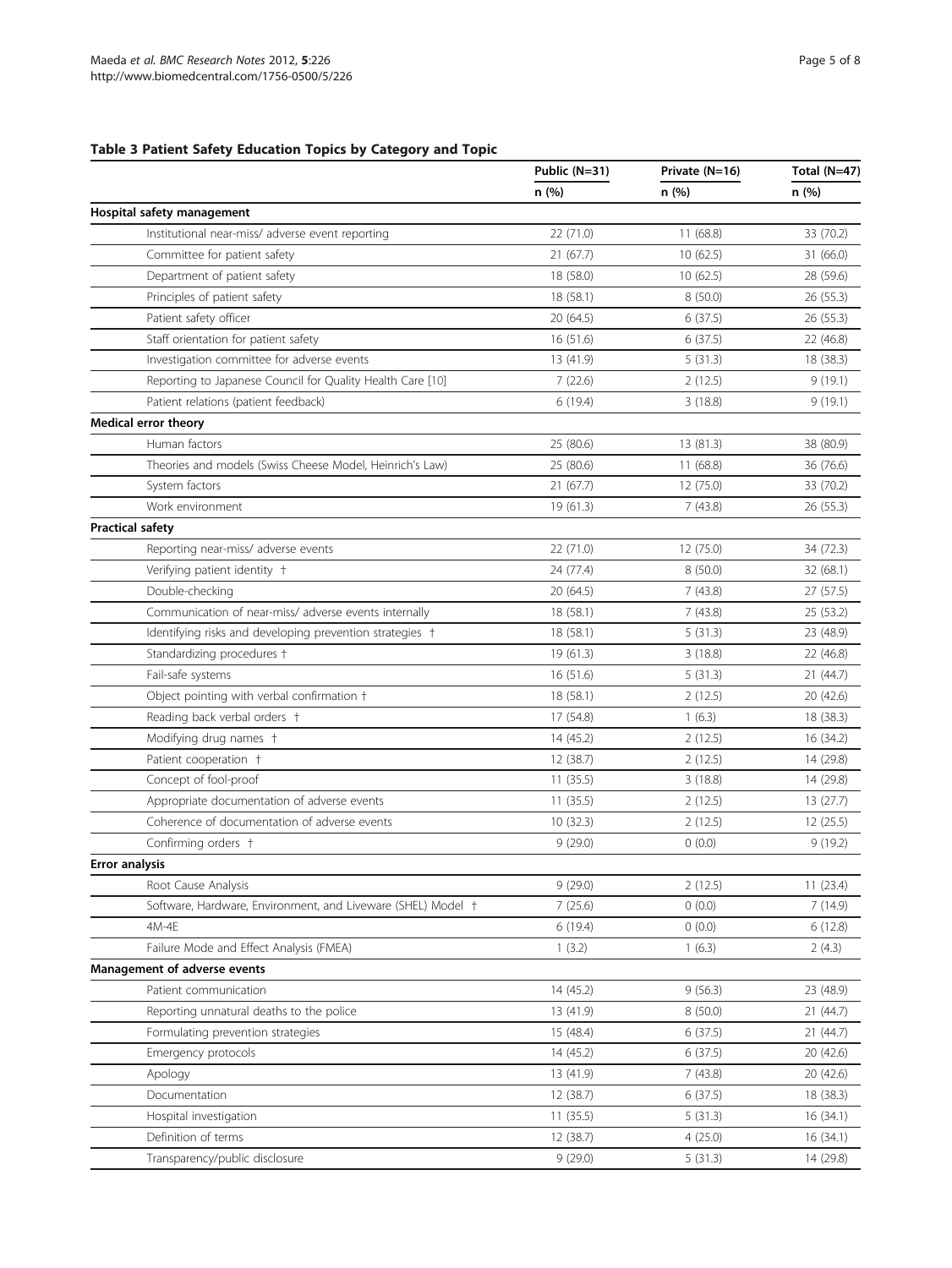**Table 3 Patient Safety Education Topics by Category and Topic**

| | Public (N=31) | Private (N=16) | Total (N=47) |
|---|---|---|---|
| | n (%) | n (%) | n (%) |
| **Hospital safety management** | | | |
| Institutional near-miss/ adverse event reporting | 22 (71.0) | 11 (68.8) | 33 (70.2) |
| Committee for patient safety | 21 (67.7) | 10 (62.5) | 31 (66.0) |
| Department of patient safety | 18 (58.0) | 10 (62.5) | 28 (59.6) |
| Principles of patient safety | 18 (58.1) | 8 (50.0) | 26 (55.3) |
| Patient safety officer | 20 (64.5) | 6 (37.5) | 26 (55.3) |
| Staff orientation for patient safety | 16 (51.6) | 6 (37.5) | 22 (46.8) |
| Investigation committee for adverse events | 13 (41.9) | 5 (31.3) | 18 (38.3) |
| Reporting to Japanese Council for Quality Health Care [10] | 7 (22.6) | 2 (12.5) | 9 (19.1) |
| Patient relations (patient feedback) | 6 (19.4) | 3 (18.8) | 9 (19.1) |
| **Medical error theory** | | | |
| Human factors | 25 (80.6) | 13 (81.3) | 38 (80.9) |
| Theories and models (Swiss Cheese Model, Heinrich's Law) | 25 (80.6) | 11 (68.8) | 36 (76.6) |
| System factors | 21 (67.7) | 12 (75.0) | 33 (70.2) |
| Work environment | 19 (61.3) | 7 (43.8) | 26 (55.3) |
| **Practical safety** | | | |
| Reporting near-miss/ adverse events | 22 (71.0) | 12 (75.0) | 34 (72.3) |
| Verifying patient identity † | 24 (77.4) | 8 (50.0) | 32 (68.1) |
| Double-checking | 20 (64.5) | 7 (43.8) | 27 (57.5) |
| Communication of near-miss/ adverse events internally | 18 (58.1) | 7 (43.8) | 25 (53.2) |
| Identifying risks and developing prevention strategies † | 18 (58.1) | 5 (31.3) | 23 (48.9) |
| Standardizing procedures † | 19 (61.3) | 3 (18.8) | 22 (46.8) |
| Fail-safe systems | 16 (51.6) | 5 (31.3) | 21 (44.7) |
| Object pointing with verbal confirmation † | 18 (58.1) | 2 (12.5) | 20 (42.6) |
| Reading back verbal orders † | 17 (54.8) | 1 (6.3) | 18 (38.3) |
| Modifying drug names † | 14 (45.2) | 2 (12.5) | 16 (34.2) |
| Patient cooperation † | 12 (38.7) | 2 (12.5) | 14 (29.8) |
| Concept of fool-proof | 11 (35.5) | 3 (18.8) | 14 (29.8) |
| Appropriate documentation of adverse events | 11 (35.5) | 2 (12.5) | 13 (27.7) |
| Coherence of documentation of adverse events | 10 (32.3) | 2 (12.5) | 12 (25.5) |
| Confirming orders † | 9 (29.0) | 0 (0.0) | 9 (19.2) |
| **Error analysis** | | | |
| Root Cause Analysis | 9 (29.0) | 2 (12.5) | 11 (23.4) |
| Software, Hardware, Environment, and Liveware (SHEL) Model † | 7 (25.6) | 0 (0.0) | 7 (14.9) |
| 4M-4E | 6 (19.4) | 0 (0.0) | 6 (12.8) |
| Failure Mode and Effect Analysis (FMEA) | 1 (3.2) | 1 (6.3) | 2 (4.3) |
| **Management of adverse events** | | | |
| Patient communication | 14 (45.2) | 9 (56.3) | 23 (48.9) |
| Reporting unnatural deaths to the police | 13 (41.9) | 8 (50.0) | 21 (44.7) |
| Formulating prevention strategies | 15 (48.4) | 6 (37.5) | 21 (44.7) |
| Emergency protocols | 14 (45.2) | 6 (37.5) | 20 (42.6) |
| Apology | 13 (41.9) | 7 (43.8) | 20 (42.6) |
| Documentation | 12 (38.7) | 6 (37.5) | 18 (38.3) |
| Hospital investigation | 11 (35.5) | 5 (31.3) | 16 (34.1) |
| Definition of terms | 12 (38.7) | 4 (25.0) | 16 (34.1) |
| Transparency/public disclosure | 9 (29.0) | 5 (31.3) | 14 (29.8) |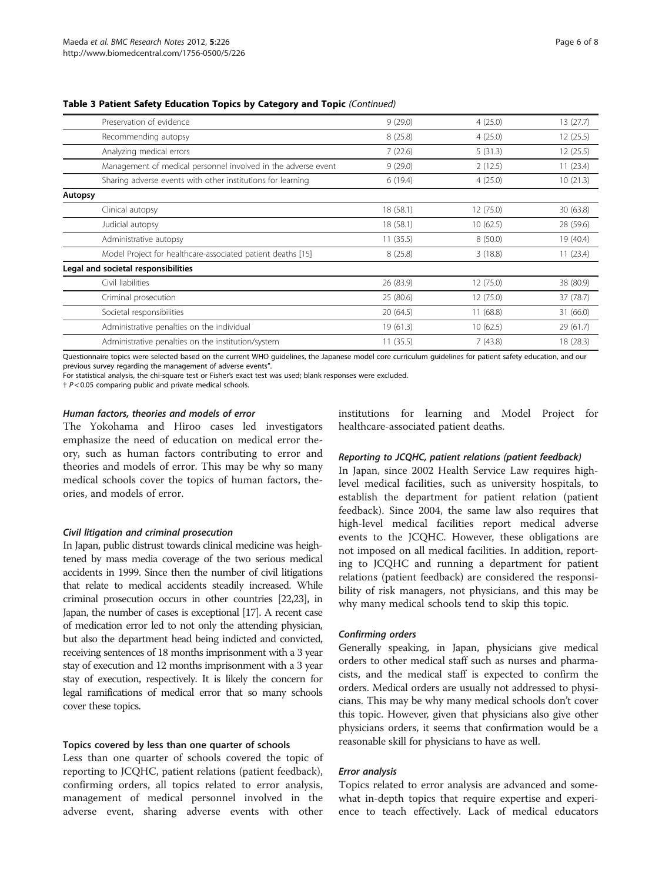**Table 3 Patient Safety Education Topics by Category and Topic** *(Continued)*

| | | | |
|---|---|---|---|
| Preservation of evidence | 9 (29.0) | 4 (25.0) | 13 (27.7) |
| Recommending autopsy | 8 (25.8) | 4 (25.0) | 12 (25.5) |
| Analyzing medical errors | 7 (22.6) | 5 (31.3) | 12 (25.5) |
| Management of medical personnel involved in the adverse event | 9 (29.0) | 2 (12.5) | 11 (23.4) |
| Sharing adverse events with other institutions for learning | 6 (19.4) | 4 (25.0) | 10 (21.3) |
| **Autopsy** | | | |
| Clinical autopsy | 18 (58.1) | 12 (75.0) | 30 (63.8) |
| Judicial autopsy | 18 (58.1) | 10 (62.5) | 28 (59.6) |
| Administrative autopsy | 11 (35.5) | 8 (50.0) | 19 (40.4) |
| Model Project for healthcare-associated patient deaths [15] | 8 (25.8) | 3 (18.8) | 11 (23.4) |
| **Legal and societal responsibilities** | | | |
| Civil liabilities | 26 (83.9) | 12 (75.0) | 38 (80.9) |
| Criminal prosecution | 25 (80.6) | 12 (75.0) | 37 (78.7) |
| Societal responsibilities | 20 (64.5) | 11 (68.8) | 31 (66.0) |
| Administrative penalties on the individual | 19 (61.3) | 10 (62.5) | 29 (61.7) |
| Administrative penalties on the institution/system | 11 (35.5) | 7 (43.8) | 18 (28.3) |

Questionnaire topics were selected based on the current WHO guidelines, the Japanese model core curriculum guidelines for patient safety education, and our previous survey regarding the management of adverse events".
For statistical analysis, the chi-square test or Fisher's exact test was used; blank responses were excluded.
† $P < 0.05$ comparing public and private medical schools.

#### *Human factors, theories and models of error*

The Yokohama and Hiroo cases led investigators emphasize the need of education on medical error theory, such as human factors contributing to error and theories and models of error. This may be why so many medical schools cover the topics of human factors, theories, and models of error.

#### *Civil litigation and criminal prosecution*

In Japan, public distrust towards clinical medicine was heightened by mass media coverage of the two serious medical accidents in 1999. Since then the number of civil litigations that relate to medical accidents steadily increased. While criminal prosecution occurs in other countries [22,23], in Japan, the number of cases is exceptional [17]. A recent case of medication error led to not only the attending physician, but also the department head being indicted and convicted, receiving sentences of 18 months imprisonment with a 3 year stay of execution and 12 months imprisonment with a 3 year stay of execution, respectively. It is likely the concern for legal ramifications of medical error that so many schools cover these topics.

#### Topics covered by less than one quarter of schools

Less than one quarter of schools covered the topic of reporting to JCQHC, patient relations (patient feedback), confirming orders, all topics related to error analysis, management of medical personnel involved in the adverse event, sharing adverse events with other institutions for learning and Model Project for healthcare-associated patient deaths.

#### *Reporting to JCQHC, patient relations (patient feedback)*

In Japan, since 2002 Health Service Law requires high-level medical facilities, such as university hospitals, to establish the department for patient relation (patient feedback). Since 2004, the same law also requires that high-level medical facilities report medical adverse events to the JCQHC. However, these obligations are not imposed on all medical facilities. In addition, reporting to JCQHC and running a department for patient relations (patient feedback) are considered the responsibility of risk managers, not physicians, and this may be why many medical schools tend to skip this topic.

#### *Confirming orders*

Generally speaking, in Japan, physicians give medical orders to other medical staff such as nurses and pharmacists, and the medical staff is expected to confirm the orders. Medical orders are usually not addressed to physicians. This may be why many medical schools don't cover this topic. However, given that physicians also give other physicians orders, it seems that confirmation would be a reasonable skill for physicians to have as well.

#### *Error analysis*

Topics related to error analysis are advanced and somewhat in-depth topics that require expertise and experience to teach effectively. Lack of medical educators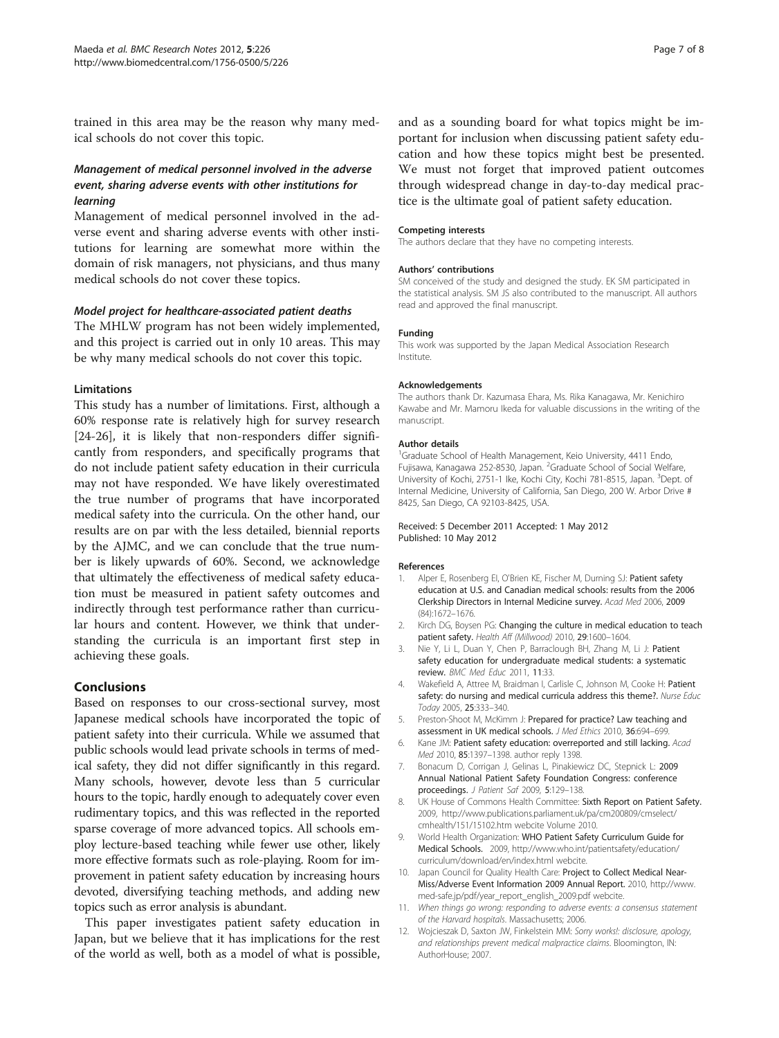trained in this area may be the reason why many medical schools do not cover this topic.

#### *Management of medical personnel involved in the adverse event, sharing adverse events with other institutions for learning*

Management of medical personnel involved in the adverse event and sharing adverse events with other institutions for learning are somewhat more within the domain of risk managers, not physicians, and thus many medical schools do not cover these topics.

#### *Model project for healthcare-associated patient deaths*

The MHLW program has not been widely implemented, and this project is carried out in only 10 areas. This may be why many medical schools do not cover this topic.

### Limitations

This study has a number of limitations. First, although a 60% response rate is relatively high for survey research [24-26], it is likely that non-responders differ significantly from responders, and specifically programs that do not include patient safety education in their curricula may not have responded. We have likely overestimated the true number of programs that have incorporated medical safety into the curricula. On the other hand, our results are on par with the less detailed, biennial reports by the AJMC, and we can conclude that the true number is likely upwards of 60%. Second, we acknowledge that ultimately the effectiveness of medical safety education must be measured in patient safety outcomes and indirectly through test performance rather than curricular hours and content. However, we think that understanding the curricula is an important first step in achieving these goals.

## Conclusions

Based on responses to our cross-sectional survey, most Japanese medical schools have incorporated the topic of patient safety into their curricula. While we assumed that public schools would lead private schools in terms of medical safety, they did not differ significantly in this regard. Many schools, however, devote less than 5 curricular hours to the topic, hardly enough to adequately cover even rudimentary topics, and this was reflected in the reported sparse coverage of more advanced topics. All schools employ lecture-based teaching while fewer use other, likely more effective formats such as role-playing. Room for improvement in patient safety education by increasing hours devoted, diversifying teaching methods, and adding new topics such as error analysis is abundant.

This paper investigates patient safety education in Japan, but we believe that it has implications for the rest of the world as well, both as a model of what is possible, and as a sounding board for what topics might be important for inclusion when discussing patient safety education and how these topics might best be presented. We must not forget that improved patient outcomes through widespread change in day-to-day medical practice is the ultimate goal of patient safety education.

#### Competing interests

The authors declare that they have no competing interests.

#### Authors' contributions

SM conceived of the study and designed the study. EK SM participated in the statistical analysis. SM JS also contributed to the manuscript. All authors read and approved the final manuscript.

#### Funding

This work was supported by the Japan Medical Association Research Institute.

#### Acknowledgements

The authors thank Dr. Kazumasa Ehara, Ms. Rika Kanagawa, Mr. Kenichiro Kawabe and Mr. Mamoru Ikeda for valuable discussions in the writing of the manuscript.

#### Author details

[1]Graduate School of Health Management, Keio University, 4411 Endo, Fujisawa, Kanagawa 252-8530, Japan. [2]Graduate School of Social Welfare, University of Kochi, 2751-1 Ike, Kochi City, Kochi 781-8515, Japan. [3]Dept. of Internal Medicine, University of California, San Diego, 200 W. Arbor Drive # 8425, San Diego, CA 92103-8425, USA.

Received: 5 December 2011 Accepted: 1 May 2012
Published: 10 May 2012

#### References

1. Alper E, Rosenberg EI, O'Brien KE, Fischer M, Durning SJ: **Patient safety education at U.S. and Canadian medical schools: results from the 2006 Clerkship Directors in Internal Medicine survey.** *Acad Med* 2006, **2009** (84):1672–1676.
2. Kirch DG, Boysen PG: **Changing the culture in medical education to teach patient safety.** *Health Aff (Millwood)* 2010, **29**:1600–1604.
3. Nie Y, Li L, Duan Y, Chen P, Barraclough BH, Zhang M, Li J: **Patient safety education for undergraduate medical students: a systematic review.** *BMC Med Educ* 2011, **11**:33.
4. Wakefield A, Attree M, Braidman I, Carlisle C, Johnson M, Cooke H: **Patient safety: do nursing and medical curricula address this theme?.** *Nurse Educ Today* 2005, **25**:333–340.
5. Preston-Shoot M, McKimm J: **Prepared for practice? Law teaching and assessment in UK medical schools.** *J Med Ethics* 2010, **36**:694–699.
6. Kane JM: **Patient safety education: overreported and still lacking.** *Acad Med* 2010, **85**:1397–1398. author reply 1398.
7. Bonacum D, Corrigan J, Gelinas L, Pinakiewicz DC, Stepnick L: **2009 Annual National Patient Safety Foundation Congress: conference proceedings.** *J Patient Saf* 2009, **5**:129–138.
8. UK House of Commons Health Committee: **Sixth Report on Patient Safety.** 2009, http://www.publications.parliament.uk/pa/cm200809/cmselect/cmhealth/151/15102.htm webcite Volume 2010.
9. World Health Organization: **WHO Patient Safety Curriculum Guide for Medical Schools.** 2009, http://www.who.int/patientsafety/education/curriculum/download/en/index.html webcite.
10. Japan Council for Quality Health Care: **Project to Collect Medical Near-Miss/Adverse Event Information 2009 Annual Report.** 2010, http://www.med-safe.jp/pdf/year_report_english_2009.pdf webcite.
11. *When things go wrong: responding to adverse events: a consensus statement of the Harvard hospitals*. Massachusetts; 2006.
12. Wojcieszak D, Saxton JW, Finkelstein MM: *Sorry works!: disclosure, apology, and relationships prevent medical malpractice claims*. Bloomington, IN: AuthorHouse; 2007.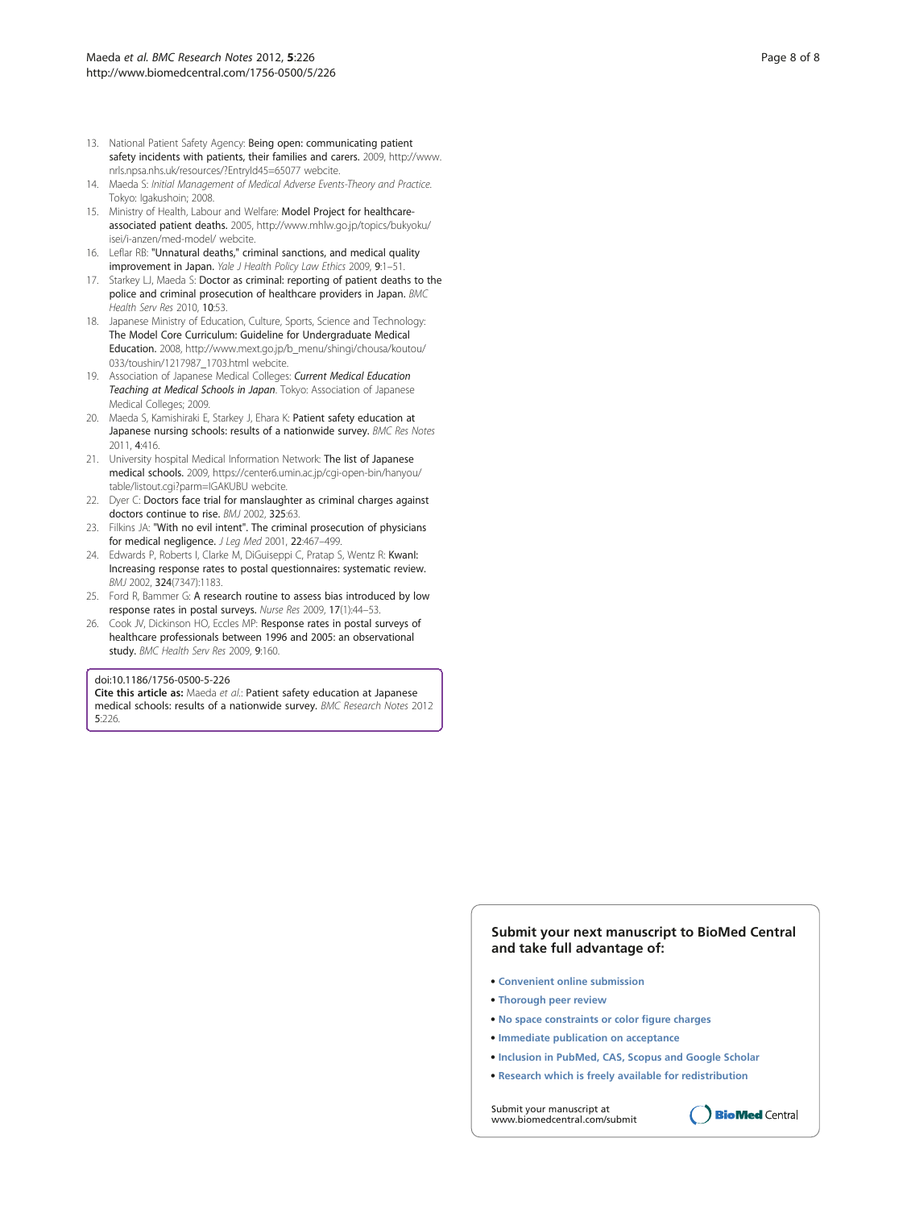13. National Patient Safety Agency: **Being open: communicating patient safety incidents with patients, their families and carers.** 2009, http://www.nrls.npsa.nhs.uk/resources/?EntryId45=65077 webcite.
14. Maeda S: *Initial Management of Medical Adverse Events-Theory and Practice*. Tokyo: Igakushoin; 2008.
15. Ministry of Health, Labour and Welfare: **Model Project for healthcare-associated patient deaths.** 2005, http://www.mhlw.go.jp/topics/bukyoku/isei/i-anzen/med-model/ webcite.
16. Leflar RB: **"Unnatural deaths," criminal sanctions, and medical quality improvement in Japan.** *Yale J Health Policy Law Ethics* 2009, **9**:1–51.
17. Starkey LJ, Maeda S: **Doctor as criminal: reporting of patient deaths to the police and criminal prosecution of healthcare providers in Japan.** *BMC Health Serv Res* 2010, **10**:53.
18. Japanese Ministry of Education, Culture, Sports, Science and Technology: **The Model Core Curriculum: Guideline for Undergraduate Medical Education.** 2008, http://www.mext.go.jp/b_menu/shingi/chousa/koutou/033/toushin/1217987_1703.html webcite.
19. Association of Japanese Medical Colleges: ***Current Medical Education Teaching at Medical Schools in Japan***. Tokyo: Association of Japanese Medical Colleges; 2009.
20. Maeda S, Kamishiraki E, Starkey J, Ehara K: **Patient safety education at Japanese nursing schools: results of a nationwide survey.** *BMC Res Notes* 2011, **4**:416.
21. University hospital Medical Information Network: **The list of Japanese medical schools.** 2009, https://center6.umin.ac.jp/cgi-open-bin/hanyou/table/listout.cgi?parm=IGAKUBU webcite.
22. Dyer C: **Doctors face trial for manslaughter as criminal charges against doctors continue to rise.** *BMJ* 2002, **325**:63.
23. Filkins JA: **"With no evil intent". The criminal prosecution of physicians for medical negligence.** *J Leg Med* 2001, **22**:467–499.
24. Edwards P, Roberts I, Clarke M, DiGuiseppi C, Pratap S, Wentz R: **KwanI: Increasing response rates to postal questionnaires: systematic review.** *BMJ* 2002, **324**(7347):1183.
25. Ford R, Bammer G: **A research routine to assess bias introduced by low response rates in postal surveys.** *Nurse Res* 2009, **17**(1):44–53.
26. Cook JV, Dickinson HO, Eccles MP: **Response rates in postal surveys of healthcare professionals between 1996 and 2005: an observational study.** *BMC Health Serv Res* 2009, **9**:160.

doi:10.1186/1756-0500-5-226

**Cite this article as:** Maeda *et al.*: Patient safety education at Japanese medical schools: results of a nationwide survey. *BMC Research Notes* 2012 **5**:226.

**Submit your next manuscript to BioMed Central and take full advantage of:**

- **Convenient online submission**
- **Thorough peer review**
- **No space constraints or color figure charges**
- **Immediate publication on acceptance**
- **Inclusion in PubMed, CAS, Scopus and Google Scholar**
- **Research which is freely available for redistribution**

Submit your manuscript at www.biomedcentral.com/submit

BioMed Central